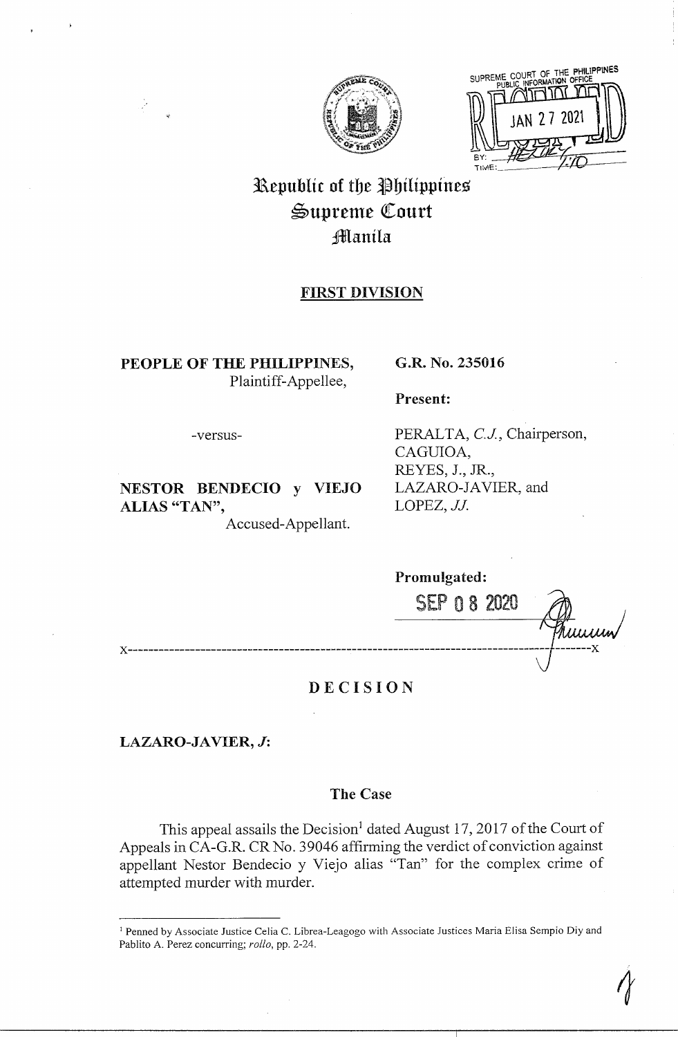SUPREME COURT OF THE PHILIPPINES
PUBLIC INFORMATION OFFICE
RECEIVED
JAN 27 2021
BY:
TIME: 1:10

# Republic of the Philippines
# Supreme Court
# Manila

## FIRST DIVISION

**PEOPLE OF THE PHILIPPINES,**
Plaintiff-Appellee,

-versus-

**NESTOR BENDECIO y VIEJO ALIAS "TAN",**
Accused-Appellant.

**G.R. No. 235016**

**Present:**

PERALTA, *C.J.*, Chairperson,
CAGUIOA,
REYES, J., JR.,
LAZARO-JAVIER, and
LOPEZ, *JJ.*

**Promulgated:**

SEP 08 2020

x-----------------------------------------------------------------------------------x

## DECISION

**LAZARO-JAVIER, *J*:**

### The Case

This appeal assails the Decision[1] dated August 17, 2017 of the Court of Appeals in CA-G.R. CR No. 39046 affirming the verdict of conviction against appellant Nestor Bendecio y Viejo alias "Tan" for the complex crime of attempted murder with murder.

---

[1] Penned by Associate Justice Celia C. Librea-Leagogo with Associate Justices Maria Elisa Sempio Diy and Pablito A. Perez concurring; *rollo*, pp. 2-24.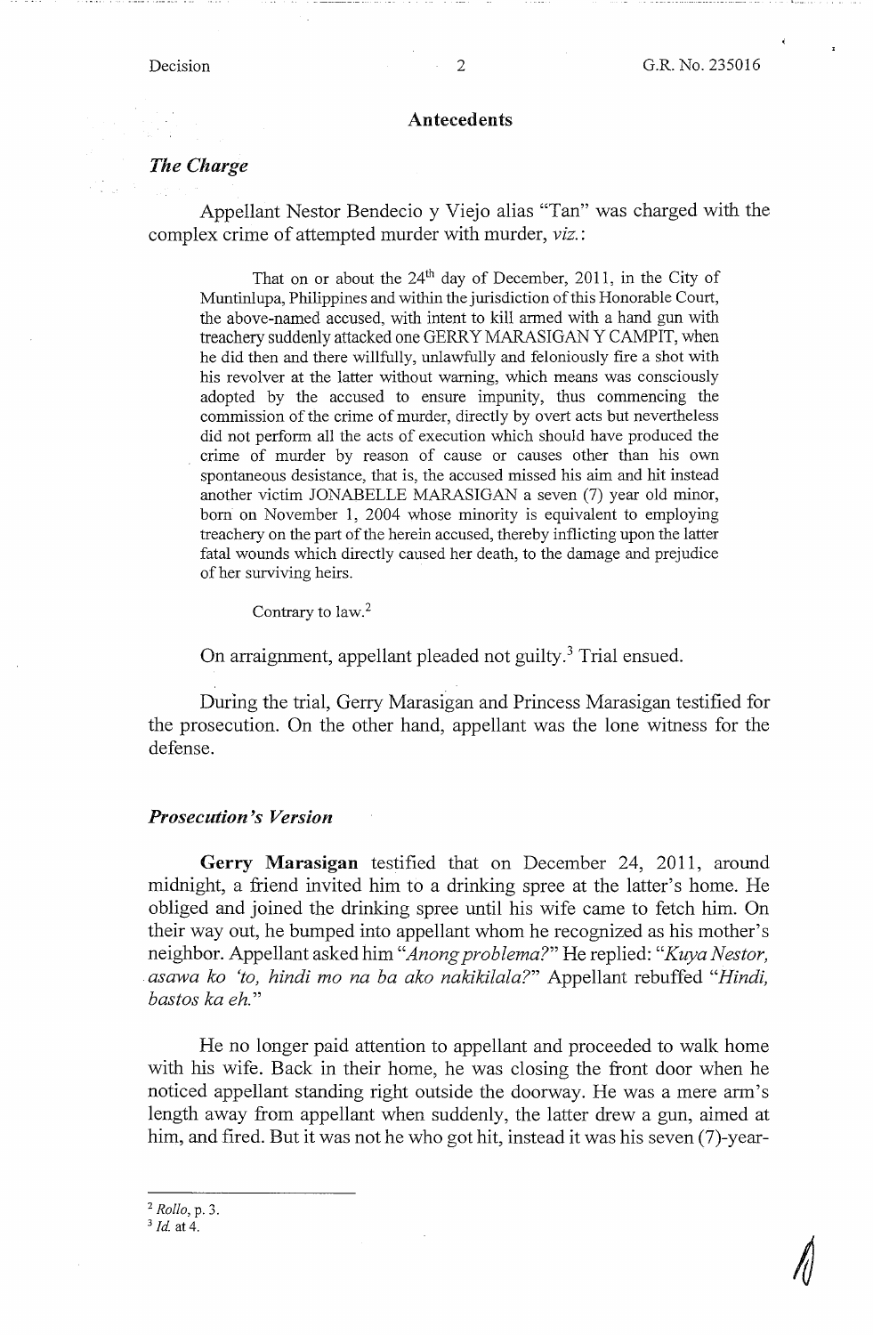## Antecedents

### *The Charge*

Appellant Nestor Bendecio y Viejo alias "Tan" was charged with the complex crime of attempted murder with murder, *viz.*:

> That on or about the 24th day of December, 2011, in the City of Muntinlupa, Philippines and within the jurisdiction of this Honorable Court, the above-named accused, with intent to kill armed with a hand gun with treachery suddenly attacked one GERRY MARASIGAN Y CAMPIT, when he did then and there willfully, unlawfully and feloniously fire a shot with his revolver at the latter without warning, which means was consciously adopted by the accused to ensure impunity, thus commencing the commission of the crime of murder, directly by overt acts but nevertheless did not perform all the acts of execution which should have produced the crime of murder by reason of cause or causes other than his own spontaneous desistance, that is, the accused missed his aim and hit instead another victim JONABELLE MARASIGAN a seven (7) year old minor, born on November 1, 2004 whose minority is equivalent to employing treachery on the part of the herein accused, thereby inflicting upon the latter fatal wounds which directly caused her death, to the damage and prejudice of her surviving heirs.
>
> Contrary to law.[2]

On arraignment, appellant pleaded not guilty.[3] Trial ensued.

During the trial, Gerry Marasigan and Princess Marasigan testified for the prosecution. On the other hand, appellant was the lone witness for the defense.

### *Prosecution's Version*

**Gerry Marasigan** testified that on December 24, 2011, around midnight, a friend invited him to a drinking spree at the latter's home. He obliged and joined the drinking spree until his wife came to fetch him. On their way out, he bumped into appellant whom he recognized as his mother's neighbor. Appellant asked him "*Anong problema?*" He replied: "*Kuya Nestor, asawa ko 'to, hindi mo na ba ako nakikilala?*" Appellant rebuffed "*Hindi, bastos ka eh.*"

He no longer paid attention to appellant and proceeded to walk home with his wife. Back in their home, he was closing the front door when he noticed appellant standing right outside the doorway. He was a mere arm's length away from appellant when suddenly, the latter drew a gun, aimed at him, and fired. But it was not he who got hit, instead it was his seven (7)-year-

---

[2] *Rollo*, p. 3.

[3] *Id.* at 4.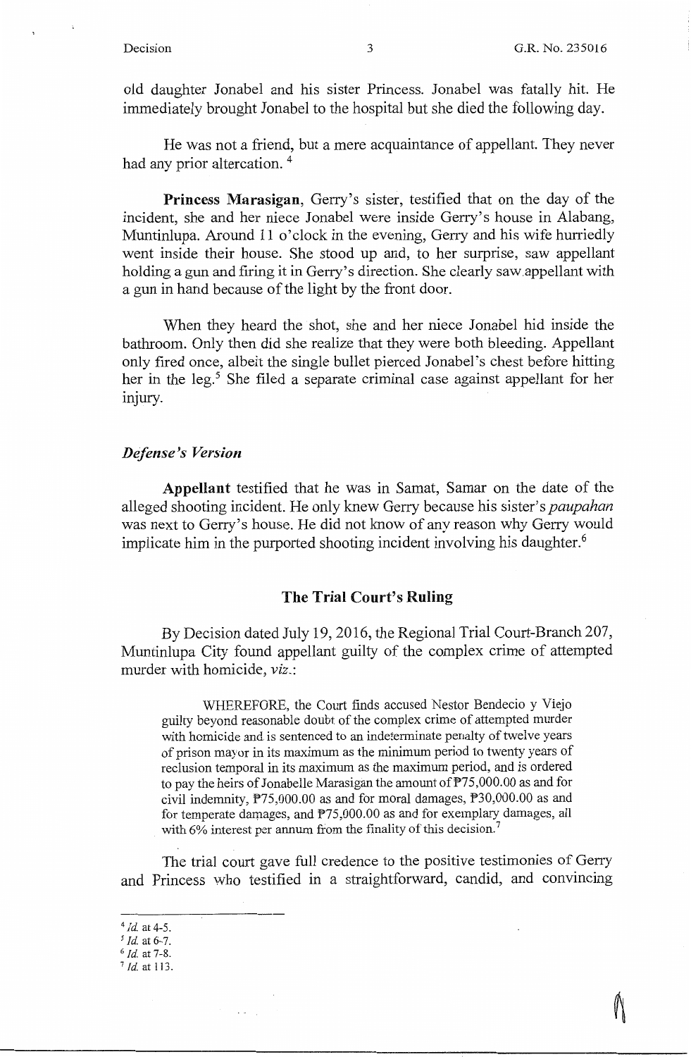old daughter Jonabel and his sister Princess. Jonabel was fatally hit. He immediately brought Jonabel to the hospital but she died the following day.

He was not a friend, but a mere acquaintance of appellant. They never had any prior altercation. [4]

**Princess Marasigan**, Gerry's sister, testified that on the day of the incident, she and her niece Jonabel were inside Gerry's house in Alabang, Muntinlupa. Around 11 o'clock in the evening, Gerry and his wife hurriedly went inside their house. She stood up and, to her surprise, saw appellant holding a gun and firing it in Gerry's direction. She clearly saw appellant with a gun in hand because of the light by the front door.

When they heard the shot, she and her niece Jonabel hid inside the bathroom. Only then did she realize that they were both bleeding. Appellant only fired once, albeit the single bullet pierced Jonabel's chest before hitting her in the leg.[5] She filed a separate criminal case against appellant for her injury.

### *Defense's Version*

**Appellant** testified that he was in Samat, Samar on the date of the alleged shooting incident. He only knew Gerry because his sister's *paupahan* was next to Gerry's house. He did not know of any reason why Gerry would implicate him in the purported shooting incident involving his daughter.[6]

## The Trial Court's Ruling

By Decision dated July 19, 2016, the Regional Trial Court-Branch 207, Muntinlupa City found appellant guilty of the complex crime of attempted murder with homicide, *viz*.:

> WHEREFORE, the Court finds accused Nestor Bendecio y Viejo guilty beyond reasonable doubt of the complex crime of attempted murder with homicide and is sentenced to an indeterminate penalty of twelve years of prison mayor in its maximum as the minimum period to twenty years of reclusion temporal in its maximum as the maximum period, and is ordered to pay the heirs of Jonabelle Marasigan the amount of ₱75,000.00 as and for civil indemnity, ₱75,000.00 as and for moral damages, ₱30,000.00 as and for temperate damages, and ₱75,000.00 as and for exemplary damages, all with 6% interest per annum from the finality of this decision.[7]

The trial court gave full credence to the positive testimonies of Gerry and Princess who testified in a straightforward, candid, and convincing

---

[4] *Id.* at 4-5.
[5] *Id.* at 6-7.
[6] *Id.* at 7-8.
[7] *Id.* at 113.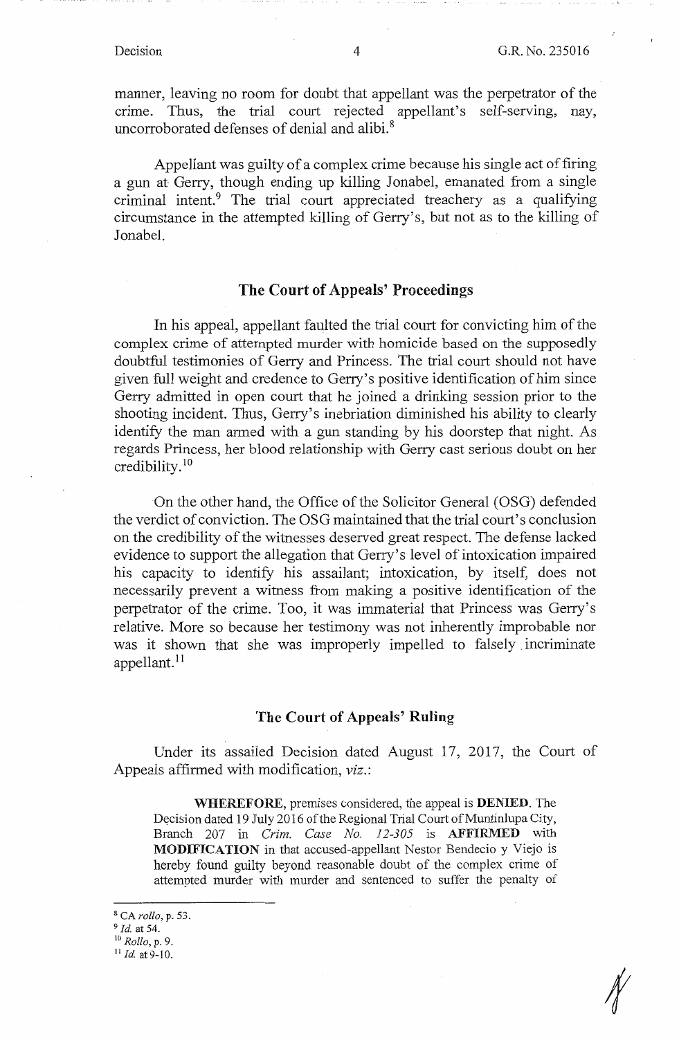manner, leaving no room for doubt that appellant was the perpetrator of the crime. Thus, the trial court rejected appellant's self-serving, nay, uncorroborated defenses of denial and alibi.[8]

Appellant was guilty of a complex crime because his single act of firing a gun at Gerry, though ending up killing Jonabel, emanated from a single criminal intent.[9] The trial court appreciated treachery as a qualifying circumstance in the attempted killing of Gerry's, but not as to the killing of Jonabel.

## The Court of Appeals' Proceedings

In his appeal, appellant faulted the trial court for convicting him of the complex crime of attempted murder with homicide based on the supposedly doubtful testimonies of Gerry and Princess. The trial court should not have given full weight and credence to Gerry's positive identification of him since Gerry admitted in open court that he joined a drinking session prior to the shooting incident. Thus, Gerry's inebriation diminished his ability to clearly identify the man armed with a gun standing by his doorstep that night. As regards Princess, her blood relationship with Gerry cast serious doubt on her credibility.[10]

On the other hand, the Office of the Solicitor General (OSG) defended the verdict of conviction. The OSG maintained that the trial court's conclusion on the credibility of the witnesses deserved great respect. The defense lacked evidence to support the allegation that Gerry's level of intoxication impaired his capacity to identify his assailant; intoxication, by itself, does not necessarily prevent a witness from making a positive identification of the perpetrator of the crime. Too, it was immaterial that Princess was Gerry's relative. More so because her testimony was not inherently improbable nor was it shown that she was improperly impelled to falsely incriminate appellant.[11]

## The Court of Appeals' Ruling

Under its assailed Decision dated August 17, 2017, the Court of Appeals affirmed with modification, *viz.*:

> **WHEREFORE**, premises considered, the appeal is **DENIED**. The Decision dated 19 July 2016 of the Regional Trial Court of Muntinlupa City, Branch 207 in *Crim. Case No. 12-305* is **AFFIRMED** with **MODIFICATION** in that accused-appellant Nestor Bendecio y Viejo is hereby found guilty beyond reasonable doubt of the complex crime of attempted murder with murder and sentenced to suffer the penalty of

---

[8] CA *rollo*, p. 53.
[9] *Id.* at 54.
[10] *Rollo*, p. 9.
[11] *Id.* at 9-10.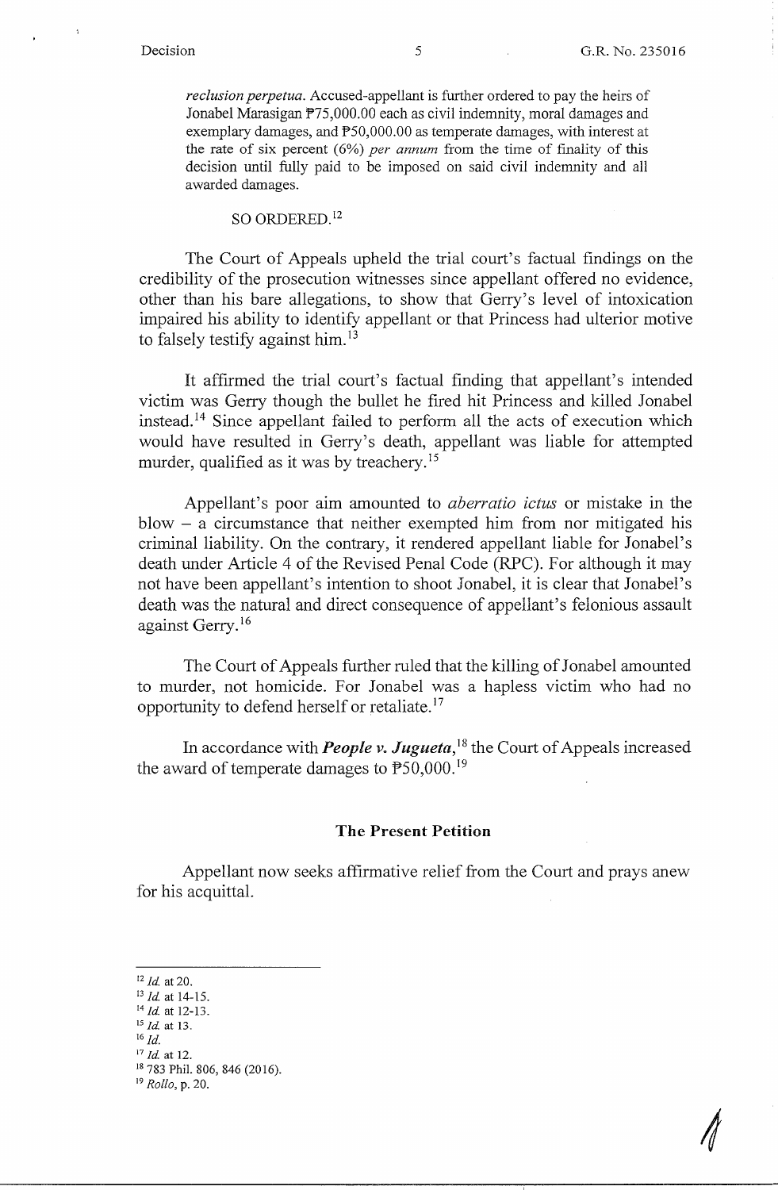*reclusion perpetua*. Accused-appellant is further ordered to pay the heirs of Jonabel Marasigan ₱75,000.00 each as civil indemnity, moral damages and exemplary damages, and ₱50,000.00 as temperate damages, with interest at the rate of six percent (6%) *per annum* from the time of finality of this decision until fully paid to be imposed on said civil indemnity and all awarded damages.

SO ORDERED.[12]

The Court of Appeals upheld the trial court's factual findings on the credibility of the prosecution witnesses since appellant offered no evidence, other than his bare allegations, to show that Gerry's level of intoxication impaired his ability to identify appellant or that Princess had ulterior motive to falsely testify against him.[13]

It affirmed the trial court's factual finding that appellant's intended victim was Gerry though the bullet he fired hit Princess and killed Jonabel instead.[14] Since appellant failed to perform all the acts of execution which would have resulted in Gerry's death, appellant was liable for attempted murder, qualified as it was by treachery.[15]

Appellant's poor aim amounted to *aberratio ictus* or mistake in the blow – a circumstance that neither exempted him from nor mitigated his criminal liability. On the contrary, it rendered appellant liable for Jonabel's death under Article 4 of the Revised Penal Code (RPC). For although it may not have been appellant's intention to shoot Jonabel, it is clear that Jonabel's death was the natural and direct consequence of appellant's felonious assault against Gerry.[16]

The Court of Appeals further ruled that the killing of Jonabel amounted to murder, not homicide. For Jonabel was a hapless victim who had no opportunity to defend herself or retaliate.[17]

In accordance with ***People v. Jugueta***,[18] the Court of Appeals increased the award of temperate damages to ₱50,000.[19]

## The Present Petition

Appellant now seeks affirmative relief from the Court and prays anew for his acquittal.

---

[12] *Id.* at 20.
[13] *Id.* at 14-15.
[14] *Id.* at 12-13.
[15] *Id.* at 13.
[16] *Id.*
[17] *Id.* at 12.
[18] 783 Phil. 806, 846 (2016).
[19] *Rollo*, p. 20.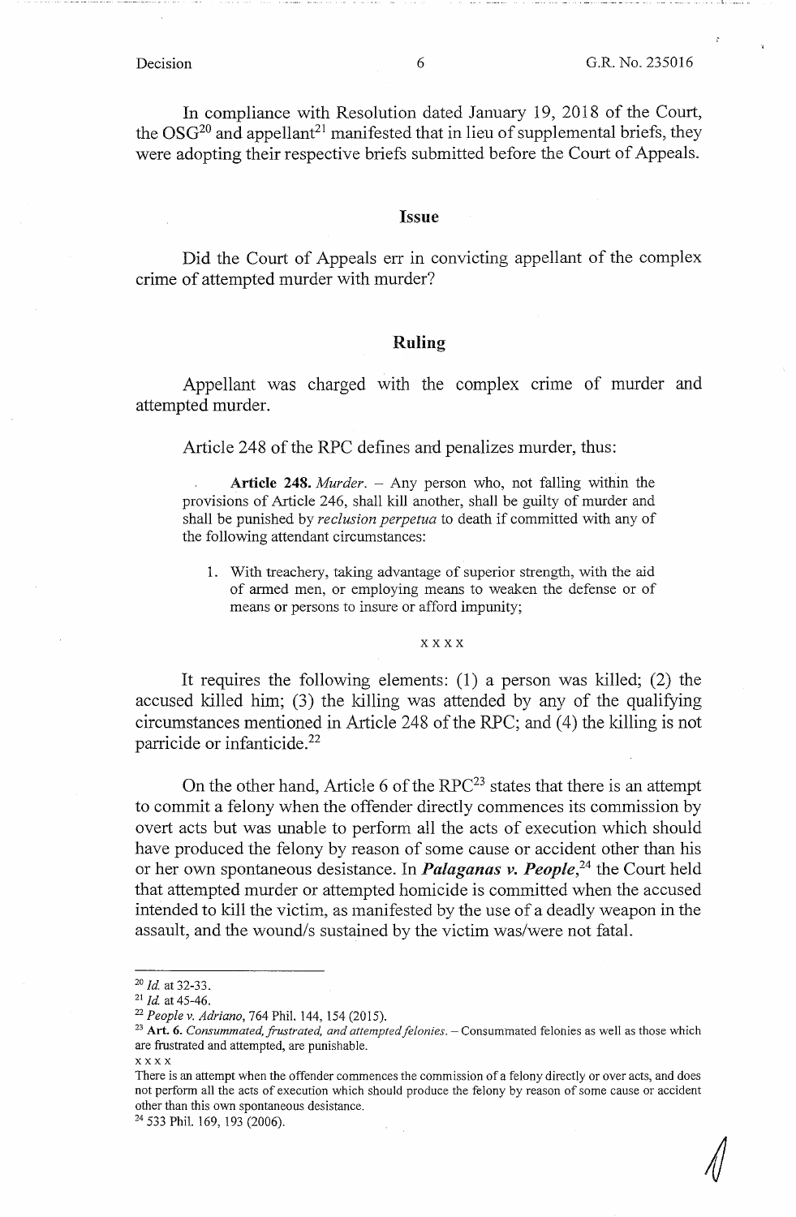In compliance with Resolution dated January 19, 2018 of the Court, the OSG[20] and appellant[21] manifested that in lieu of supplemental briefs, they were adopting their respective briefs submitted before the Court of Appeals.

## Issue

Did the Court of Appeals err in convicting appellant of the complex crime of attempted murder with murder?

## Ruling

Appellant was charged with the complex crime of murder and attempted murder.

Article 248 of the RPC defines and penalizes murder, thus:

> **Article 248.** *Murder.* – Any person who, not falling within the provisions of Article 246, shall kill another, shall be guilty of murder and shall be punished by *reclusion perpetua* to death if committed with any of the following attendant circumstances:
>
> 1. With treachery, taking advantage of superior strength, with the aid of armed men, or employing means to weaken the defense or of means or persons to insure or afford impunity;
>
> x x x x

It requires the following elements: (1) a person was killed; (2) the accused killed him; (3) the killing was attended by any of the qualifying circumstances mentioned in Article 248 of the RPC; and (4) the killing is not parricide or infanticide.[22]

On the other hand, Article 6 of the RPC[23] states that there is an attempt to commit a felony when the offender directly commences its commission by overt acts but was unable to perform all the acts of execution which should have produced the felony by reason of some cause or accident other than his or her own spontaneous desistance. In ***Palaganas v. People***,[24] the Court held that attempted murder or attempted homicide is committed when the accused intended to kill the victim, as manifested by the use of a deadly weapon in the assault, and the wound/s sustained by the victim was/were not fatal.

---

[20] *Id.* at 32-33.

[21] *Id.* at 45-46.

[22] *People v. Adriano*, 764 Phil. 144, 154 (2015).

[23] **Art. 6.** *Consummated, frustrated, and attempted felonies.* – Consummated felonies as well as those which are frustrated and attempted, are punishable.

x x x x

There is an attempt when the offender commences the commission of a felony directly or over acts, and does not perform all the acts of execution which should produce the felony by reason of some cause or accident other than this own spontaneous desistance.

[24] 533 Phil. 169, 193 (2006).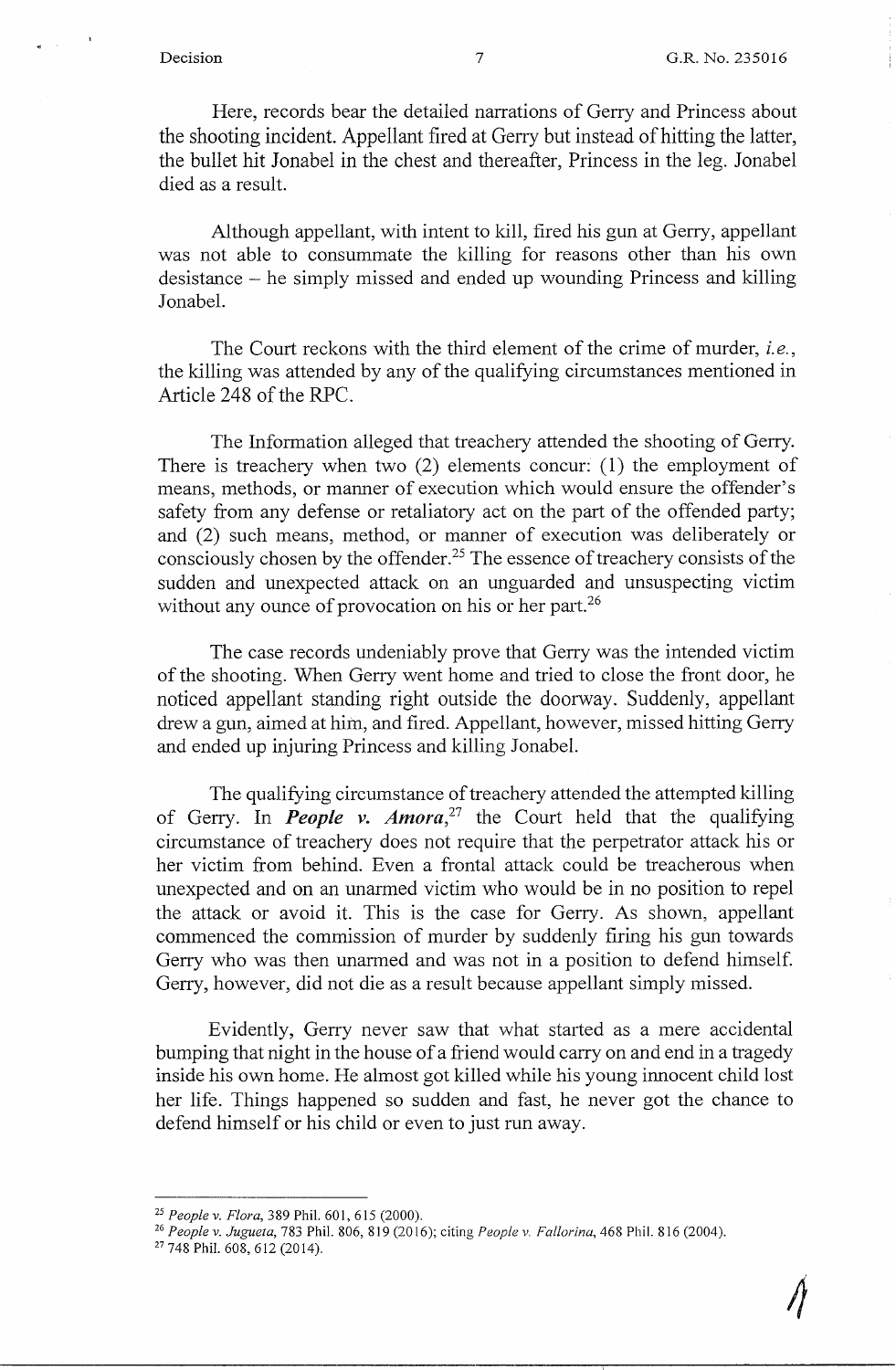Here, records bear the detailed narrations of Gerry and Princess about the shooting incident. Appellant fired at Gerry but instead of hitting the latter, the bullet hit Jonabel in the chest and thereafter, Princess in the leg. Jonabel died as a result.

Although appellant, with intent to kill, fired his gun at Gerry, appellant was not able to consummate the killing for reasons other than his own desistance – he simply missed and ended up wounding Princess and killing Jonabel.

The Court reckons with the third element of the crime of murder, *i.e.*, the killing was attended by any of the qualifying circumstances mentioned in Article 248 of the RPC.

The Information alleged that treachery attended the shooting of Gerry. There is treachery when two (2) elements concur: (1) the employment of means, methods, or manner of execution which would ensure the offender's safety from any defense or retaliatory act on the part of the offended party; and (2) such means, method, or manner of execution was deliberately or consciously chosen by the offender.[25] The essence of treachery consists of the sudden and unexpected attack on an unguarded and unsuspecting victim without any ounce of provocation on his or her part.[26]

The case records undeniably prove that Gerry was the intended victim of the shooting. When Gerry went home and tried to close the front door, he noticed appellant standing right outside the doorway. Suddenly, appellant drew a gun, aimed at him, and fired. Appellant, however, missed hitting Gerry and ended up injuring Princess and killing Jonabel.

The qualifying circumstance of treachery attended the attempted killing of Gerry. In ***People v. Amora***,[27] the Court held that the qualifying circumstance of treachery does not require that the perpetrator attack his or her victim from behind. Even a frontal attack could be treacherous when unexpected and on an unarmed victim who would be in no position to repel the attack or avoid it. This is the case for Gerry. As shown, appellant commenced the commission of murder by suddenly firing his gun towards Gerry who was then unarmed and was not in a position to defend himself. Gerry, however, did not die as a result because appellant simply missed.

Evidently, Gerry never saw that what started as a mere accidental bumping that night in the house of a friend would carry on and end in a tragedy inside his own home. He almost got killed while his young innocent child lost her life. Things happened so sudden and fast, he never got the chance to defend himself or his child or even to just run away.

---

[25] *People v. Flora*, 389 Phil. 601, 615 (2000).

[26] *People v. Jugueta*, 783 Phil. 806, 819 (2016); citing *People v. Fallorina*, 468 Phil. 816 (2004).

[27] 748 Phil. 608, 612 (2014).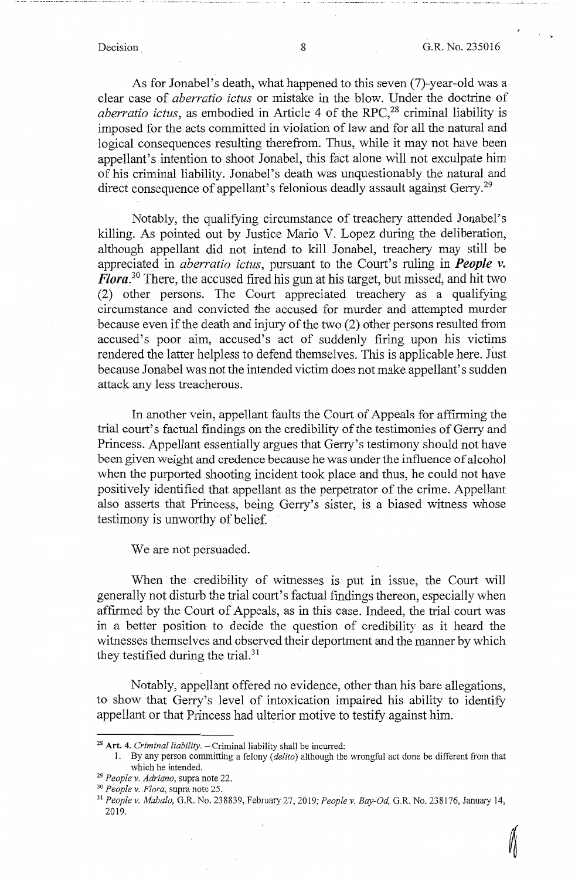As for Jonabel's death, what happened to this seven (7)-year-old was a clear case of *aberratio ictus* or mistake in the blow. Under the doctrine of *aberratio ictus*, as embodied in Article 4 of the RPC,[28] criminal liability is imposed for the acts committed in violation of law and for all the natural and logical consequences resulting therefrom. Thus, while it may not have been appellant's intention to shoot Jonabel, this fact alone will not exculpate him of his criminal liability. Jonabel's death was unquestionably the natural and direct consequence of appellant's felonious deadly assault against Gerry.[29]

Notably, the qualifying circumstance of treachery attended Jonabel's killing. As pointed out by Justice Mario V. Lopez during the deliberation, although appellant did not intend to kill Jonabel, treachery may still be appreciated in *aberratio ictus*, pursuant to the Court's ruling in ***People v. Flora***.[30] There, the accused fired his gun at his target, but missed, and hit two (2) other persons. The Court appreciated treachery as a qualifying circumstance and convicted the accused for murder and attempted murder because even if the death and injury of the two (2) other persons resulted from accused's poor aim, accused's act of suddenly firing upon his victims rendered the latter helpless to defend themselves. This is applicable here. Just because Jonabel was not the intended victim does not make appellant's sudden attack any less treacherous.

In another vein, appellant faults the Court of Appeals for affirming the trial court's factual findings on the credibility of the testimonies of Gerry and Princess. Appellant essentially argues that Gerry's testimony should not have been given weight and credence because he was under the influence of alcohol when the purported shooting incident took place and thus, he could not have positively identified that appellant as the perpetrator of the crime. Appellant also asserts that Princess, being Gerry's sister, is a biased witness whose testimony is unworthy of belief.

We are not persuaded.

When the credibility of witnesses is put in issue, the Court will generally not disturb the trial court's factual findings thereon, especially when affirmed by the Court of Appeals, as in this case. Indeed, the trial court was in a better position to decide the question of credibility as it heard the witnesses themselves and observed their deportment and the manner by which they testified during the trial.[31]

Notably, appellant offered no evidence, other than his bare allegations, to show that Gerry's level of intoxication impaired his ability to identify appellant or that Princess had ulterior motive to testify against him.

---

[28] **Art. 4.** *Criminal liability.* – Criminal liability shall be incurred:

1. By any person committing a felony (*delito*) although the wrongful act done be different from that which he intended.

[29] *People v. Adriano*, supra note 22.

[30] *People v. Flora*, supra note 25.

[31] *People v. Mabalo*, G.R. No. 238839, February 27, 2019; *People v. Bay-Od*, G.R. No. 238176, January 14, 2019.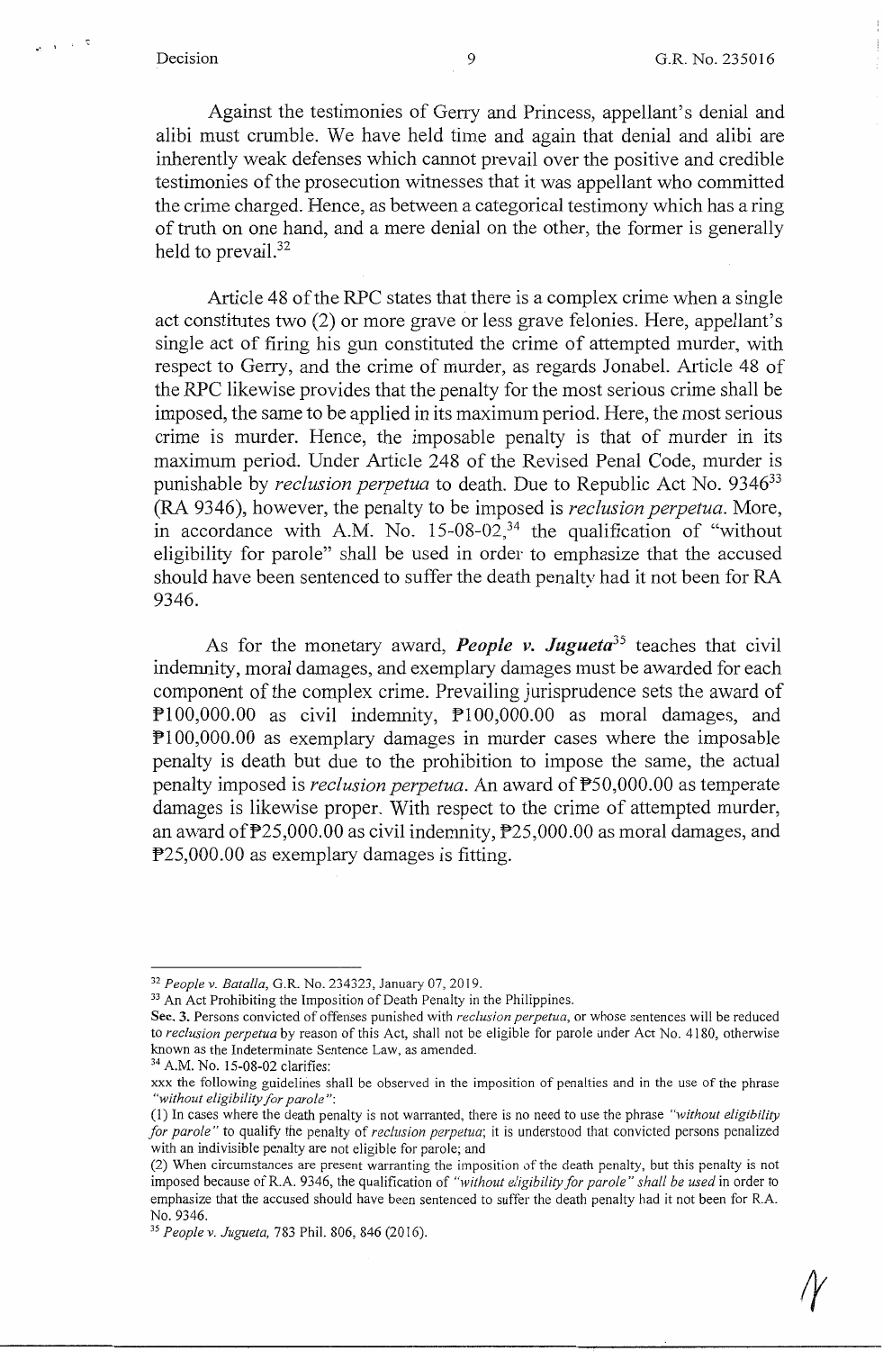Against the testimonies of Gerry and Princess, appellant's denial and alibi must crumble. We have held time and again that denial and alibi are inherently weak defenses which cannot prevail over the positive and credible testimonies of the prosecution witnesses that it was appellant who committed the crime charged. Hence, as between a categorical testimony which has a ring of truth on one hand, and a mere denial on the other, the former is generally held to prevail.[32]

Article 48 of the RPC states that there is a complex crime when a single act constitutes two (2) or more grave or less grave felonies. Here, appellant's single act of firing his gun constituted the crime of attempted murder, with respect to Gerry, and the crime of murder, as regards Jonabel. Article 48 of the RPC likewise provides that the penalty for the most serious crime shall be imposed, the same to be applied in its maximum period. Here, the most serious crime is murder. Hence, the imposable penalty is that of murder in its maximum period. Under Article 248 of the Revised Penal Code, murder is punishable by *reclusion perpetua* to death. Due to Republic Act No. 9346[33] (RA 9346), however, the penalty to be imposed is *reclusion perpetua*. More, in accordance with A.M. No. 15-08-02,[34] the qualification of "without eligibility for parole" shall be used in order to emphasize that the accused should have been sentenced to suffer the death penalty had it not been for RA 9346.

As for the monetary award, ***People v. Jugueta***[35] teaches that civil indemnity, moral damages, and exemplary damages must be awarded for each component of the complex crime. Prevailing jurisprudence sets the award of ₱100,000.00 as civil indemnity, ₱100,000.00 as moral damages, and ₱100,000.00 as exemplary damages in murder cases where the imposable penalty is death but due to the prohibition to impose the same, the actual penalty imposed is *reclusion perpetua*. An award of ₱50,000.00 as temperate damages is likewise proper. With respect to the crime of attempted murder, an award of ₱25,000.00 as civil indemnity, ₱25,000.00 as moral damages, and ₱25,000.00 as exemplary damages is fitting.

---

[32] *People v. Batalla*, G.R. No. 234323, January 07, 2019.

[33] An Act Prohibiting the Imposition of Death Penalty in the Philippines.

**Sec. 3.** Persons convicted of offenses punished with *reclusion perpetua*, or whose sentences will be reduced to *reclusion perpetua* by reason of this Act, shall not be eligible for parole under Act No. 4180, otherwise known as the Indeterminate Sentence Law, as amended.

[34] A.M. No. 15-08-02 clarifies:

xxx the following guidelines shall be observed in the imposition of penalties and in the use of the phrase *"without eligibility for parole"*:

(1) In cases where the death penalty is not warranted, there is no need to use the phrase *"without eligibility for parole"* to qualify the penalty of *reclusion perpetua*; it is understood that convicted persons penalized with an indivisible penalty are not eligible for parole; and

(2) When circumstances are present warranting the imposition of the death penalty, but this penalty is not imposed because of R.A. 9346, the qualification of *"without eligibility for parole" shall be used* in order to emphasize that the accused should have been sentenced to suffer the death penalty had it not been for R.A. No. 9346.

[35] *People v. Jugueta*, 783 Phil. 806, 846 (2016).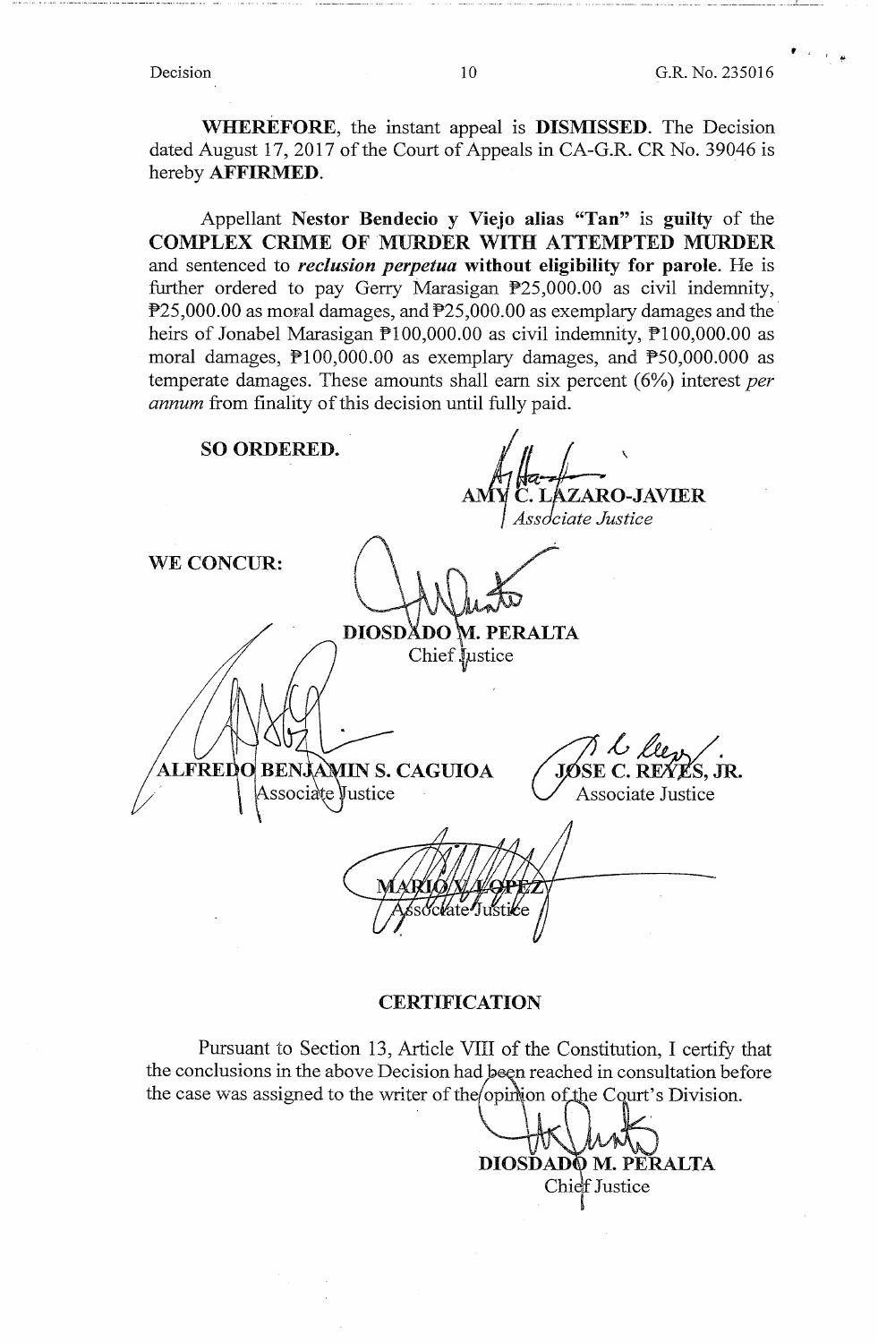**WHEREFORE**, the instant appeal is **DISMISSED**. The Decision dated August 17, 2017 of the Court of Appeals in CA-G.R. CR No. 39046 is hereby **AFFIRMED**.

Appellant **Nestor Bendecio y Viejo alias "Tan"** is **guilty** of the **COMPLEX CRIME OF MURDER WITH ATTEMPTED MURDER** and sentenced to ***reclusion perpetua*** **without eligibility for parole**. He is further ordered to pay Gerry Marasigan ₱25,000.00 as civil indemnity, ₱25,000.00 as moral damages, and ₱25,000.00 as exemplary damages and the heirs of Jonabel Marasigan ₱100,000.00 as civil indemnity, ₱100,000.00 as moral damages, ₱100,000.00 as exemplary damages, and ₱50,000.000 as temperate damages. These amounts shall earn six percent (6%) interest *per annum* from finality of this decision until fully paid.

**SO ORDERED.**

**AMY C. LAZARO-JAVIER**
*Associate Justice*

**WE CONCUR:**

**DIOSDADO M. PERALTA**
Chief Justice

**ALFREDO BENJAMIN S. CAGUIOA**
Associate Justice

**JOSE C. REYES, JR.**
Associate Justice

**MARIO V. LOPEZ**
Associate Justice

## CERTIFICATION

Pursuant to Section 13, Article VIII of the Constitution, I certify that the conclusions in the above Decision had been reached in consultation before the case was assigned to the writer of the opinion of the Court's Division.

**DIOSDADO M. PERALTA**
Chief Justice